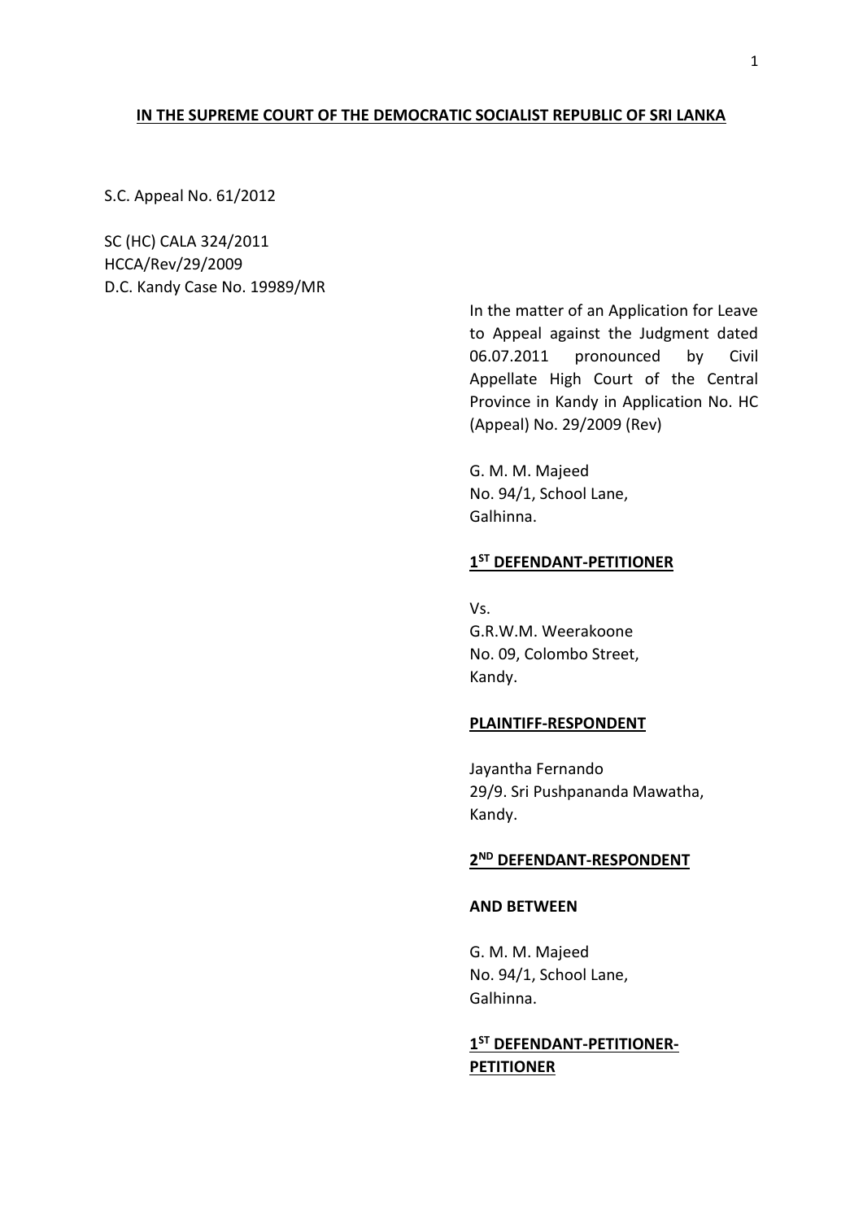**IN THE SUPREME COURT OF THE DEMOCRATIC SOCIALIST REPUBLIC OF SRI LANKA**

S.C. Appeal No. 61/2012

SC (HC) CALA 324/2011
HCCA/Rev/29/2009
D.C. Kandy Case No. 19989/MR

In the matter of an Application for Leave to Appeal against the Judgment dated 06.07.2011 pronounced by Civil Appellate High Court of the Central Province in Kandy in Application No. HC (Appeal) No. 29/2009 (Rev)

G. M. M. Majeed
No. 94/1, School Lane,
Galhinna.

**1[ST] DEFENDANT-PETITIONER**

Vs.
G.R.W.M. Weerakoone
No. 09, Colombo Street,
Kandy.

**PLAINTIFF-RESPONDENT**

Jayantha Fernando
29/9. Sri Pushpananda Mawatha,
Kandy.

**2[ND] DEFENDANT-RESPONDENT**

**AND BETWEEN**

G. M. M. Majeed
No. 94/1, School Lane,
Galhinna.

**1[ST] DEFENDANT-PETITIONER-PETITIONER**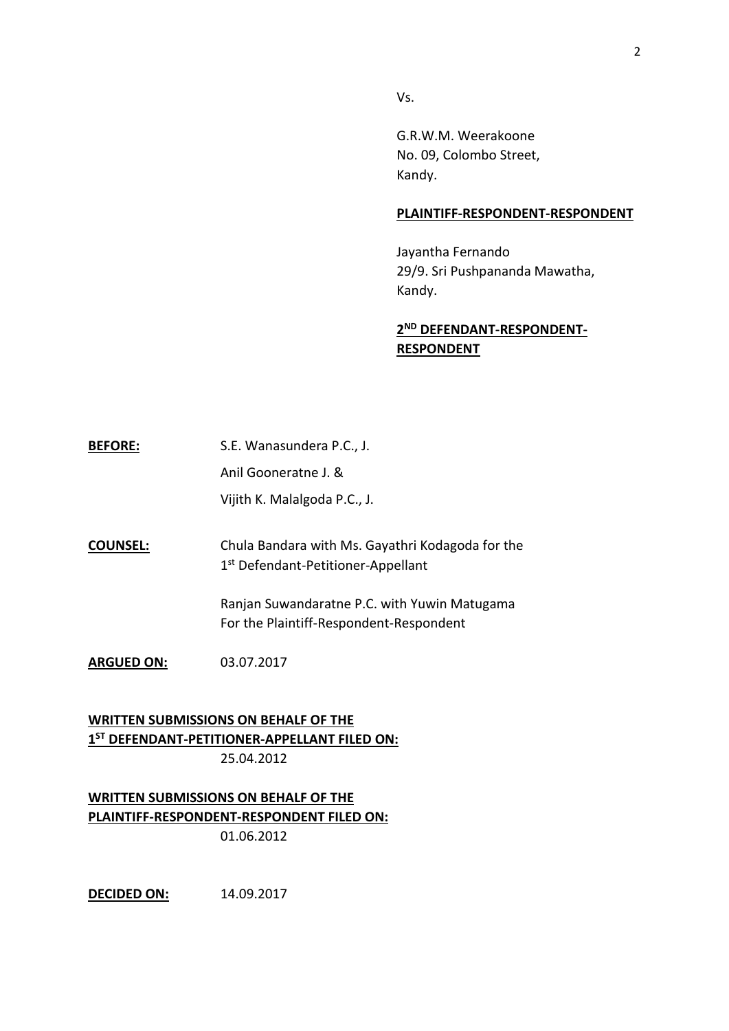Vs.

G.R.W.M. Weerakoone
No. 09, Colombo Street,
Kandy.

**PLAINTIFF-RESPONDENT-RESPONDENT**

Jayantha Fernando
29/9. Sri Pushpananda Mawatha,
Kandy.

**2ND DEFENDANT-RESPONDENT-RESPONDENT**

**BEFORE:** S.E. Wanasundera P.C., J.
Anil Gooneratne J. &
Vijith K. Malalgoda P.C., J.

**COUNSEL:** Chula Bandara with Ms. Gayathri Kodagoda for the 1st Defendant-Petitioner-Appellant

Ranjan Suwandaratne P.C. with Yuwin Matugama For the Plaintiff-Respondent-Respondent

**ARGUED ON:** 03.07.2017

**WRITTEN SUBMISSIONS ON BEHALF OF THE 1ST DEFENDANT-PETITIONER-APPELLANT FILED ON:**
25.04.2012

**WRITTEN SUBMISSIONS ON BEHALF OF THE PLAINTIFF-RESPONDENT-RESPONDENT FILED ON:**
01.06.2012

**DECIDED ON:** 14.09.2017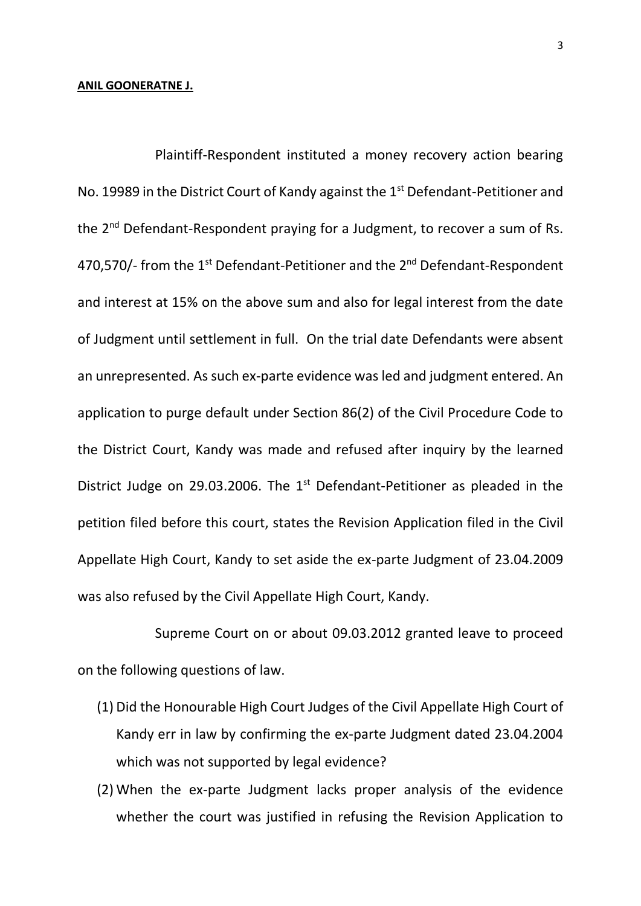**ANIL GOONERATNE J.**

Plaintiff-Respondent instituted a money recovery action bearing No. 19989 in the District Court of Kandy against the 1st Defendant-Petitioner and the 2nd Defendant-Respondent praying for a Judgment, to recover a sum of Rs. 470,570/- from the 1st Defendant-Petitioner and the 2nd Defendant-Respondent and interest at 15% on the above sum and also for legal interest from the date of Judgment until settlement in full. On the trial date Defendants were absent an unrepresented. As such ex-parte evidence was led and judgment entered. An application to purge default under Section 86(2) of the Civil Procedure Code to the District Court, Kandy was made and refused after inquiry by the learned District Judge on 29.03.2006. The 1st Defendant-Petitioner as pleaded in the petition filed before this court, states the Revision Application filed in the Civil Appellate High Court, Kandy to set aside the ex-parte Judgment of 23.04.2009 was also refused by the Civil Appellate High Court, Kandy.

Supreme Court on or about 09.03.2012 granted leave to proceed on the following questions of law.

(1) Did the Honourable High Court Judges of the Civil Appellate High Court of Kandy err in law by confirming the ex-parte Judgment dated 23.04.2004 which was not supported by legal evidence?

(2) When the ex-parte Judgment lacks proper analysis of the evidence whether the court was justified in refusing the Revision Application to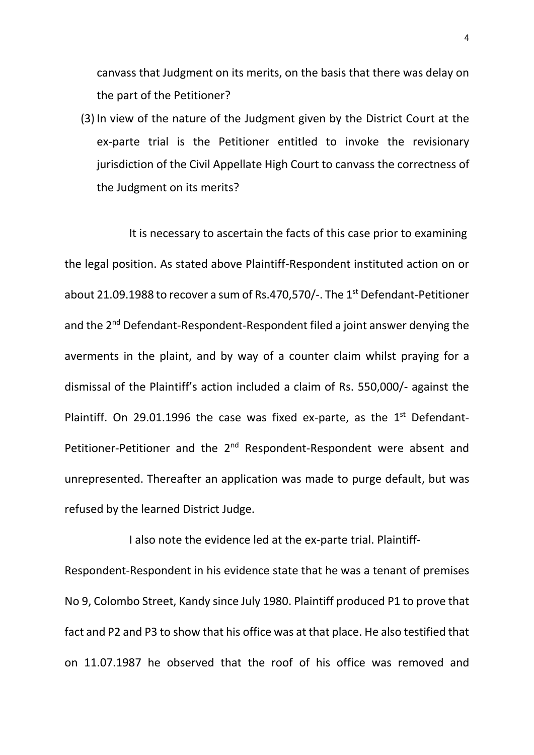canvass that Judgment on its merits, on the basis that there was delay on the part of the Petitioner?

(3) In view of the nature of the Judgment given by the District Court at the ex-parte trial is the Petitioner entitled to invoke the revisionary jurisdiction of the Civil Appellate High Court to canvass the correctness of the Judgment on its merits?

It is necessary to ascertain the facts of this case prior to examining the legal position. As stated above Plaintiff-Respondent instituted action on or about 21.09.1988 to recover a sum of Rs.470,570/-. The 1st Defendant-Petitioner and the 2nd Defendant-Respondent-Respondent filed a joint answer denying the averments in the plaint, and by way of a counter claim whilst praying for a dismissal of the Plaintiff's action included a claim of Rs. 550,000/- against the Plaintiff. On 29.01.1996 the case was fixed ex-parte, as the 1st Defendant-Petitioner-Petitioner and the 2nd Respondent-Respondent were absent and unrepresented. Thereafter an application was made to purge default, but was refused by the learned District Judge.

I also note the evidence led at the ex-parte trial. Plaintiff-Respondent-Respondent in his evidence state that he was a tenant of premises No 9, Colombo Street, Kandy since July 1980. Plaintiff produced P1 to prove that fact and P2 and P3 to show that his office was at that place. He also testified that on 11.07.1987 he observed that the roof of his office was removed and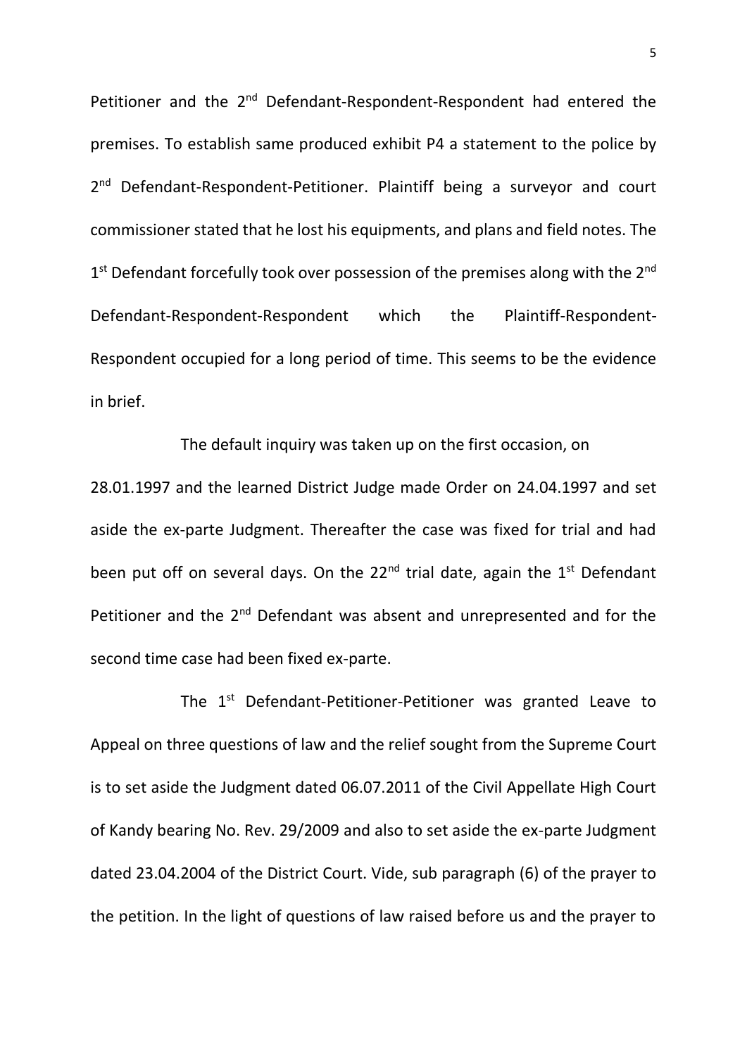Petitioner and the 2[nd] Defendant-Respondent-Respondent had entered the premises. To establish same produced exhibit P4 a statement to the police by 2[nd] Defendant-Respondent-Petitioner. Plaintiff being a surveyor and court commissioner stated that he lost his equipments, and plans and field notes. The 1[st] Defendant forcefully took over possession of the premises along with the 2[nd] Defendant-Respondent-Respondent which the Plaintiff-Respondent-Respondent occupied for a long period of time. This seems to be the evidence in brief.

The default inquiry was taken up on the first occasion, on 28.01.1997 and the learned District Judge made Order on 24.04.1997 and set aside the ex-parte Judgment. Thereafter the case was fixed for trial and had been put off on several days. On the 22[nd] trial date, again the 1[st] Defendant Petitioner and the 2[nd] Defendant was absent and unrepresented and for the second time case had been fixed ex-parte.

The 1[st] Defendant-Petitioner-Petitioner was granted Leave to Appeal on three questions of law and the relief sought from the Supreme Court is to set aside the Judgment dated 06.07.2011 of the Civil Appellate High Court of Kandy bearing No. Rev. 29/2009 and also to set aside the ex-parte Judgment dated 23.04.2004 of the District Court. Vide, sub paragraph (6) of the prayer to the petition. In the light of questions of law raised before us and the prayer to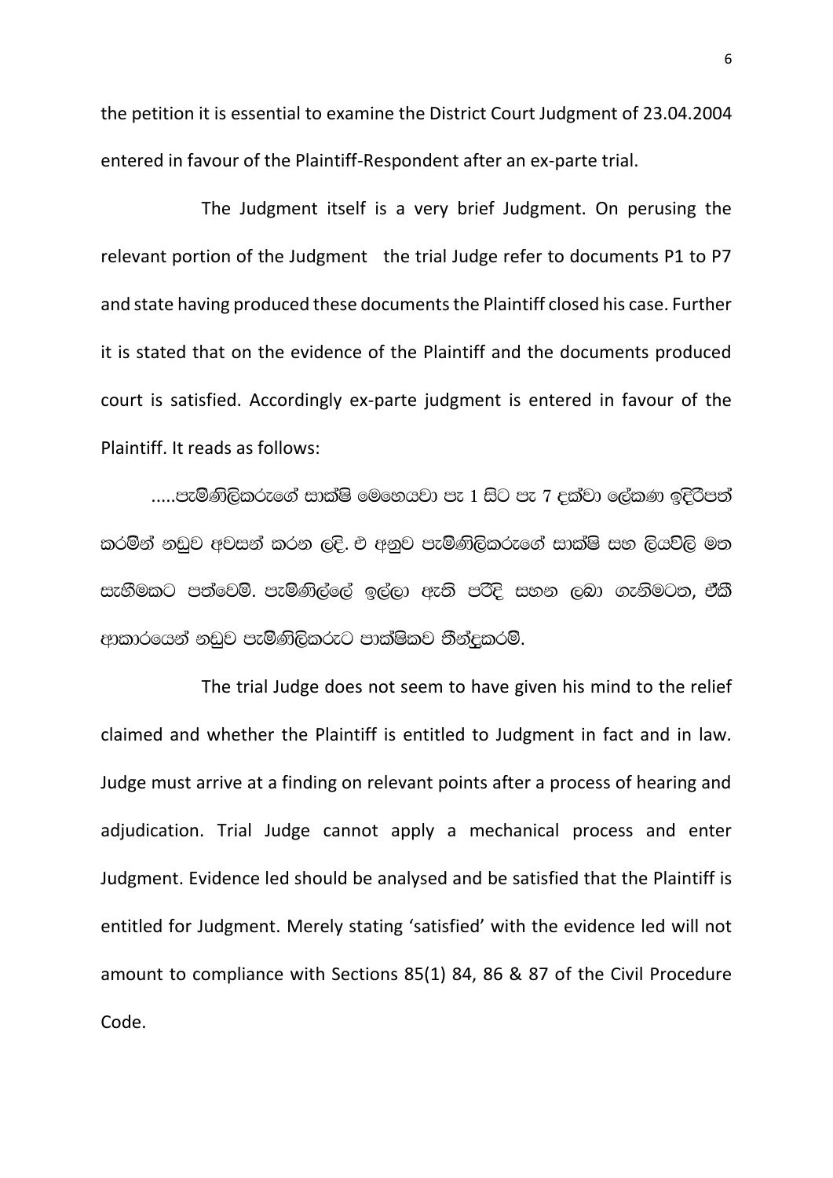the petition it is essential to examine the District Court Judgment of 23.04.2004 entered in favour of the Plaintiff-Respondent after an ex-parte trial.

The Judgment itself is a very brief Judgment. On perusing the relevant portion of the Judgment the trial Judge refer to documents P1 to P7 and state having produced these documents the Plaintiff closed his case. Further it is stated that on the evidence of the Plaintiff and the documents produced court is satisfied. Accordingly ex-parte judgment is entered in favour of the Plaintiff. It reads as follows:

.....පැමිණිලිකරුගේ සාක්ෂි මෙහෙයවා පැ 1 සිට පැ 7 දක්වා ලේඛණ ඉදිරිපත් කරමින් නඩුව අවසන් කරන ලදි. ඒ අනුව පැමිණිලිකරුගේ සාක්ෂි සහ ලියවිලි මත සැහීමකට පත්වෙමි. පැමිණිල්ලේ ඉල්ලා ඇති පරිදි සහන ලබා ගැනීමටත, ඒකී ආකාරයෙන් නඩුව පැමිණිලිකරුට පාක්ෂිකව තීන්දුකරමි.

The trial Judge does not seem to have given his mind to the relief claimed and whether the Plaintiff is entitled to Judgment in fact and in law. Judge must arrive at a finding on relevant points after a process of hearing and adjudication. Trial Judge cannot apply a mechanical process and enter Judgment. Evidence led should be analysed and be satisfied that the Plaintiff is entitled for Judgment. Merely stating 'satisfied' with the evidence led will not amount to compliance with Sections 85(1) 84, 86 & 87 of the Civil Procedure Code.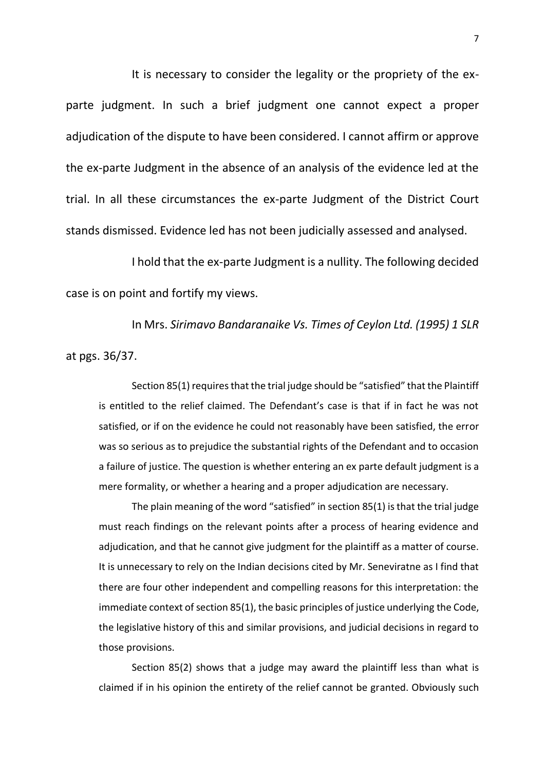It is necessary to consider the legality or the propriety of the ex-parte judgment. In such a brief judgment one cannot expect a proper adjudication of the dispute to have been considered. I cannot affirm or approve the ex-parte Judgment in the absence of an analysis of the evidence led at the trial. In all these circumstances the ex-parte Judgment of the District Court stands dismissed. Evidence led has not been judicially assessed and analysed.

I hold that the ex-parte Judgment is a nullity. The following decided case is on point and fortify my views.

In Mrs. *Sirimavo Bandaranaike Vs. Times of Ceylon Ltd. (1995) 1 SLR* at pgs. 36/37.

> Section 85(1) requires that the trial judge should be "satisfied" that the Plaintiff is entitled to the relief claimed. The Defendant's case is that if in fact he was not satisfied, or if on the evidence he could not reasonably have been satisfied, the error was so serious as to prejudice the substantial rights of the Defendant and to occasion a failure of justice. The question is whether entering an ex parte default judgment is a mere formality, or whether a hearing and a proper adjudication are necessary.
>
> The plain meaning of the word "satisfied" in section 85(1) is that the trial judge must reach findings on the relevant points after a process of hearing evidence and adjudication, and that he cannot give judgment for the plaintiff as a matter of course. It is unnecessary to rely on the Indian decisions cited by Mr. Seneviratne as I find that there are four other independent and compelling reasons for this interpretation: the immediate context of section 85(1), the basic principles of justice underlying the Code, the legislative history of this and similar provisions, and judicial decisions in regard to those provisions.
>
> Section 85(2) shows that a judge may award the plaintiff less than what is claimed if in his opinion the entirety of the relief cannot be granted. Obviously such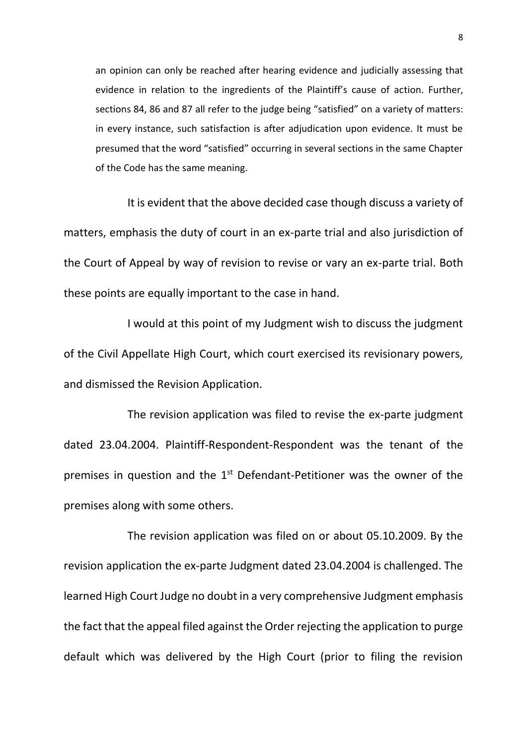> an opinion can only be reached after hearing evidence and judicially assessing that evidence in relation to the ingredients of the Plaintiff's cause of action. Further, sections 84, 86 and 87 all refer to the judge being "satisfied" on a variety of matters: in every instance, such satisfaction is after adjudication upon evidence. It must be presumed that the word "satisfied" occurring in several sections in the same Chapter of the Code has the same meaning.

It is evident that the above decided case though discuss a variety of matters, emphasis the duty of court in an ex-parte trial and also jurisdiction of the Court of Appeal by way of revision to revise or vary an ex-parte trial. Both these points are equally important to the case in hand.

I would at this point of my Judgment wish to discuss the judgment of the Civil Appellate High Court, which court exercised its revisionary powers, and dismissed the Revision Application.

The revision application was filed to revise the ex-parte judgment dated 23.04.2004. Plaintiff-Respondent-Respondent was the tenant of the premises in question and the 1st Defendant-Petitioner was the owner of the premises along with some others.

The revision application was filed on or about 05.10.2009. By the revision application the ex-parte Judgment dated 23.04.2004 is challenged. The learned High Court Judge no doubt in a very comprehensive Judgment emphasis the fact that the appeal filed against the Order rejecting the application to purge default which was delivered by the High Court (prior to filing the revision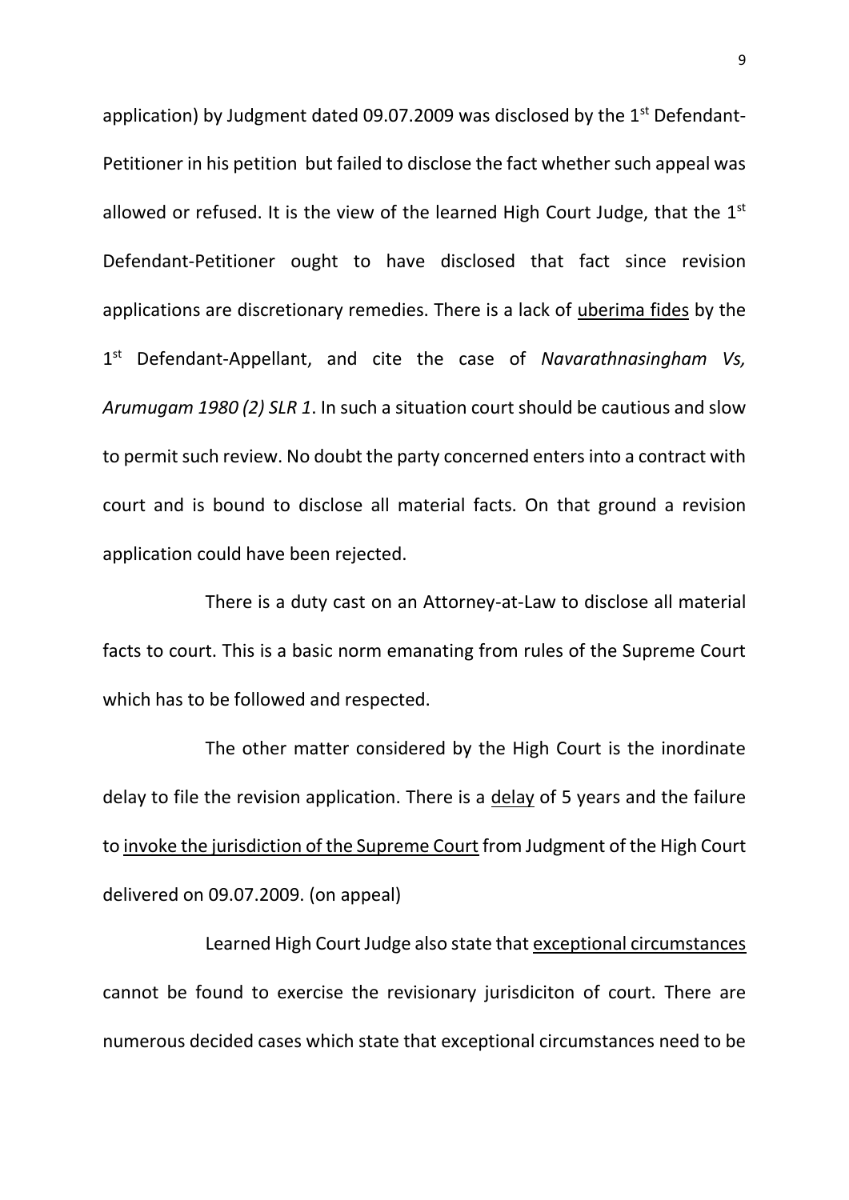application) by Judgment dated 09.07.2009 was disclosed by the 1st Defendant-Petitioner in his petition but failed to disclose the fact whether such appeal was allowed or refused. It is the view of the learned High Court Judge, that the 1st Defendant-Petitioner ought to have disclosed that fact since revision applications are discretionary remedies. There is a lack of <u>uberima fides</u> by the 1st Defendant-Appellant, and cite the case of *Navarathnasingham Vs, Arumugam 1980 (2) SLR 1*. In such a situation court should be cautious and slow to permit such review. No doubt the party concerned enters into a contract with court and is bound to disclose all material facts. On that ground a revision application could have been rejected.

There is a duty cast on an Attorney-at-Law to disclose all material facts to court. This is a basic norm emanating from rules of the Supreme Court which has to be followed and respected.

The other matter considered by the High Court is the inordinate delay to file the revision application. There is a <u>delay</u> of 5 years and the failure to <u>invoke the jurisdiction of the Supreme Court</u> from Judgment of the High Court delivered on 09.07.2009. (on appeal)

Learned High Court Judge also state that <u>exceptional circumstances</u> cannot be found to exercise the revisionary jurisdiciton of court. There are numerous decided cases which state that exceptional circumstances need to be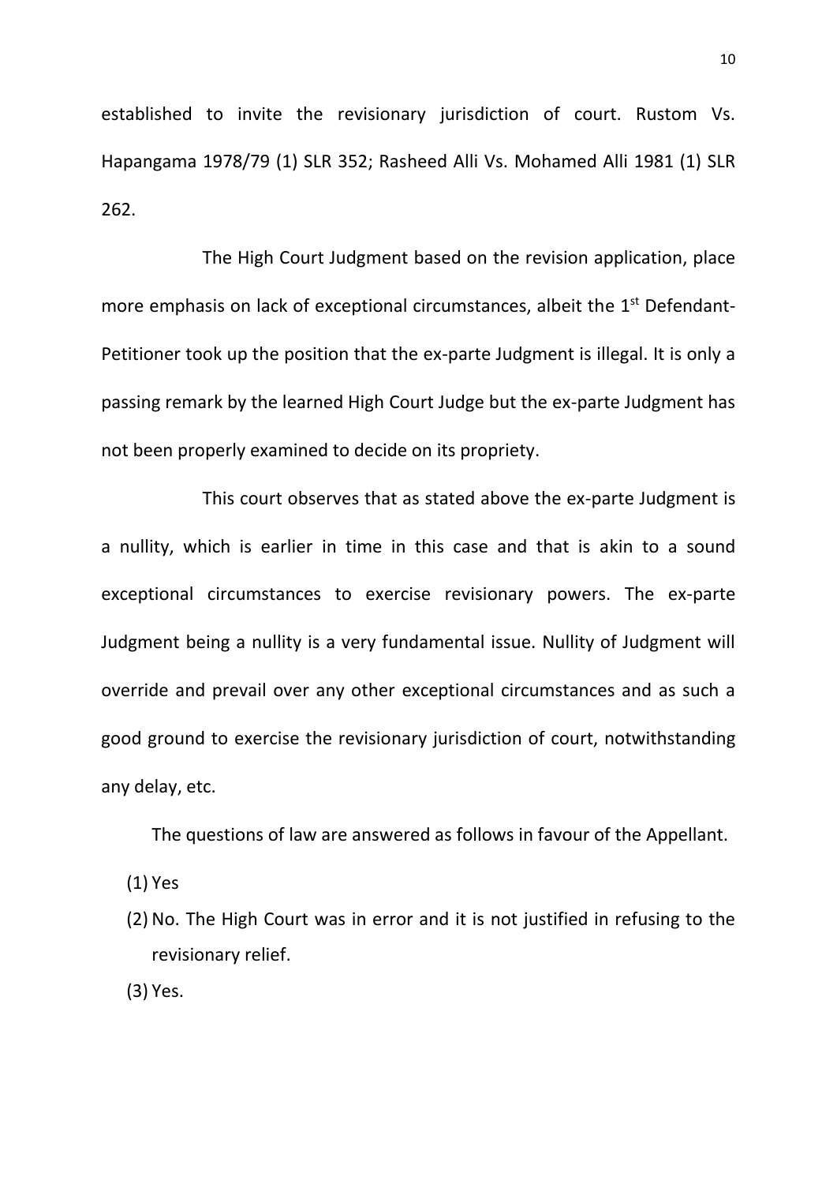established to invite the revisionary jurisdiction of court. Rustom Vs. Hapangama 1978/79 (1) SLR 352; Rasheed Alli Vs. Mohamed Alli 1981 (1) SLR 262.

The High Court Judgment based on the revision application, place more emphasis on lack of exceptional circumstances, albeit the 1st Defendant-Petitioner took up the position that the ex-parte Judgment is illegal. It is only a passing remark by the learned High Court Judge but the ex-parte Judgment has not been properly examined to decide on its propriety.

This court observes that as stated above the ex-parte Judgment is a nullity, which is earlier in time in this case and that is akin to a sound exceptional circumstances to exercise revisionary powers. The ex-parte Judgment being a nullity is a very fundamental issue. Nullity of Judgment will override and prevail over any other exceptional circumstances and as such a good ground to exercise the revisionary jurisdiction of court, notwithstanding any delay, etc.

The questions of law are answered as follows in favour of the Appellant.

(1) Yes

(2) No. The High Court was in error and it is not justified in refusing to the revisionary relief.

(3) Yes.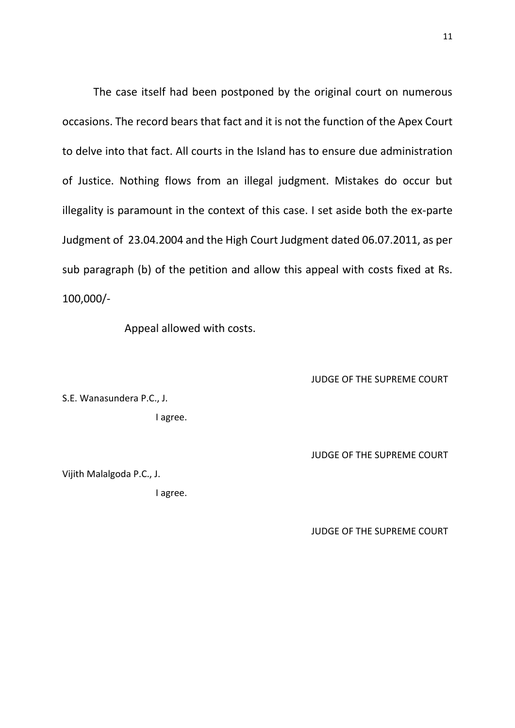The case itself had been postponed by the original court on numerous occasions. The record bears that fact and it is not the function of the Apex Court to delve into that fact. All courts in the Island has to ensure due administration of Justice. Nothing flows from an illegal judgment. Mistakes do occur but illegality is paramount in the context of this case. I set aside both the ex-parte Judgment of 23.04.2004 and the High Court Judgment dated 06.07.2011, as per sub paragraph (b) of the petition and allow this appeal with costs fixed at Rs. 100,000/-

Appeal allowed with costs.

JUDGE OF THE SUPREME COURT

S.E. Wanasundera P.C., J.

I agree.

JUDGE OF THE SUPREME COURT

Vijith Malalgoda P.C., J.

I agree.

JUDGE OF THE SUPREME COURT